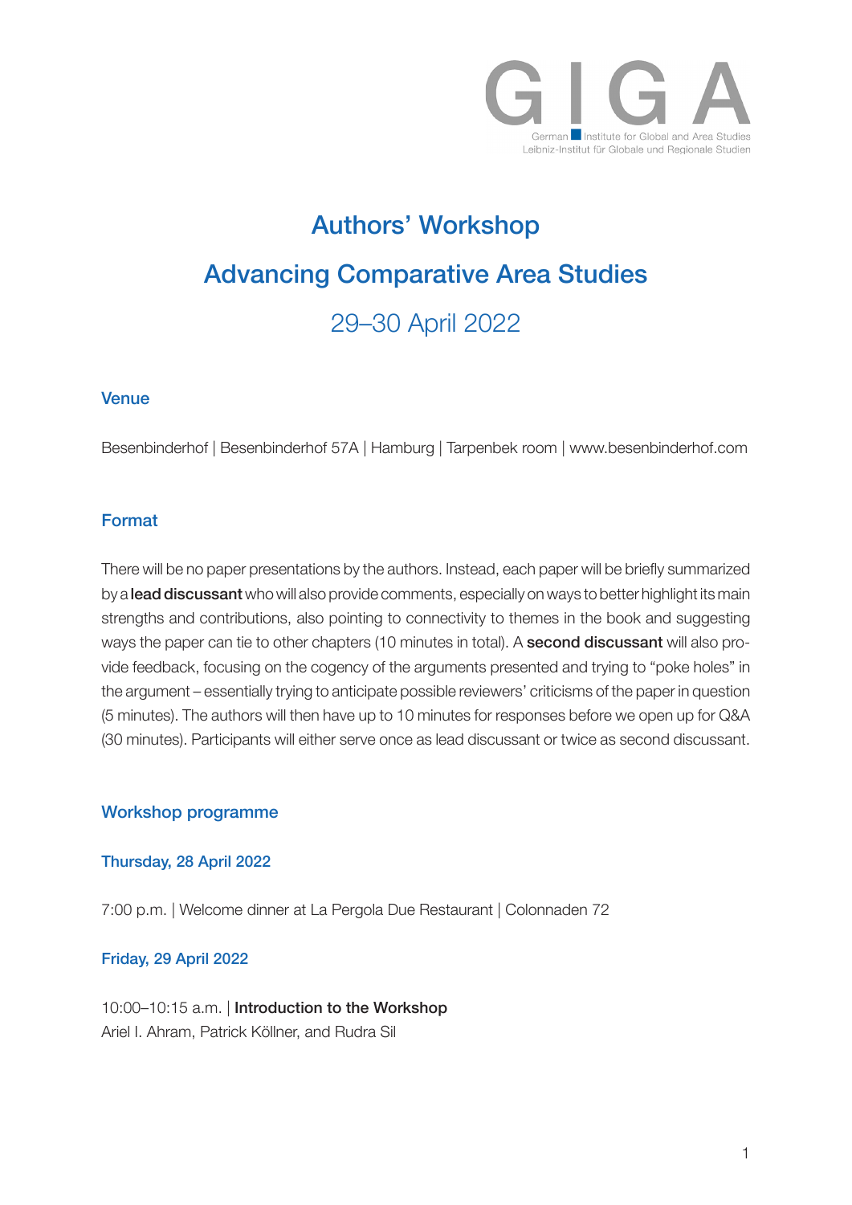GIGA
German Institute for Global and Area Studies
Leibniz-Institut für Globale und Regionale Studien

# Authors' Workshop

# Advancing Comparative Area Studies

## 29–30 April 2022

### Venue

Besenbinderhof | Besenbinderhof 57A | Hamburg | Tarpenbek room | www.besenbinderhof.com

### Format

There will be no paper presentations by the authors. Instead, each paper will be briefly summarized by a **lead discussant** who will also provide comments, especially on ways to better highlight its main strengths and contributions, also pointing to connectivity to themes in the book and suggesting ways the paper can tie to other chapters (10 minutes in total). A **second discussant** will also provide feedback, focusing on the cogency of the arguments presented and trying to "poke holes" in the argument – essentially trying to anticipate possible reviewers' criticisms of the paper in question (5 minutes). The authors will then have up to 10 minutes for responses before we open up for Q&A (30 minutes). Participants will either serve once as lead discussant or twice as second discussant.

### Workshop programme

#### Thursday, 28 April 2022

7:00 p.m. | Welcome dinner at La Pergola Due Restaurant | Colonnaden 72

#### Friday, 29 April 2022

10:00–10:15 a.m. | **Introduction to the Workshop**
Ariel I. Ahram, Patrick Köllner, and Rudra Sil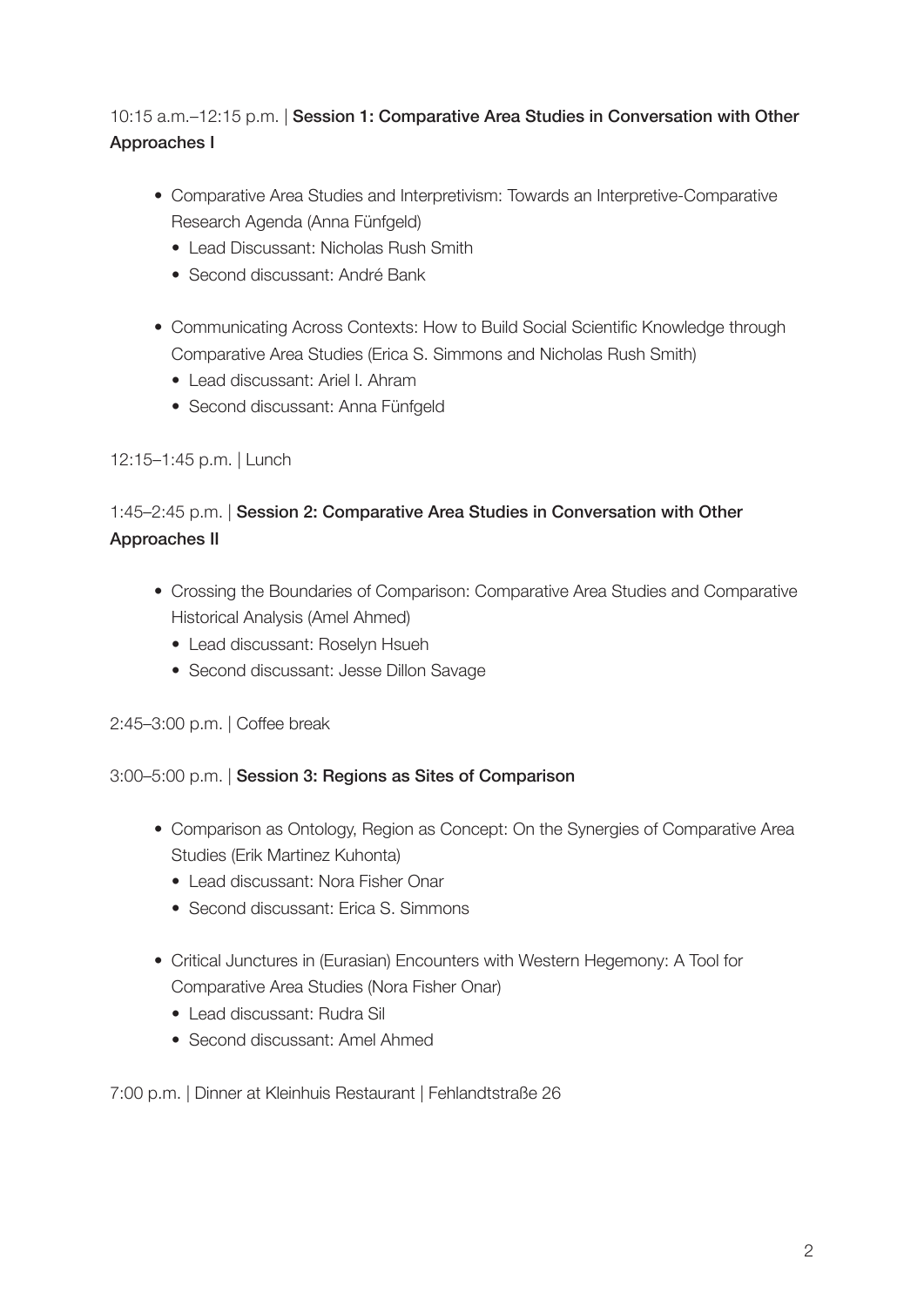10:15 a.m.–12:15 p.m. | **Session 1: Comparative Area Studies in Conversation with Other Approaches I**

- Comparative Area Studies and Interpretivism: Towards an Interpretive-Comparative Research Agenda (Anna Fünfgeld)
  - Lead Discussant: Nicholas Rush Smith
  - Second discussant: André Bank

- Communicating Across Contexts: How to Build Social Scientific Knowledge through Comparative Area Studies (Erica S. Simmons and Nicholas Rush Smith)
  - Lead discussant: Ariel I. Ahram
  - Second discussant: Anna Fünfgeld

12:15–1:45 p.m. | Lunch

1:45–2:45 p.m. | **Session 2: Comparative Area Studies in Conversation with Other Approaches II**

- Crossing the Boundaries of Comparison: Comparative Area Studies and Comparative Historical Analysis (Amel Ahmed)
  - Lead discussant: Roselyn Hsueh
  - Second discussant: Jesse Dillon Savage

2:45–3:00 p.m. | Coffee break

3:00–5:00 p.m. | **Session 3: Regions as Sites of Comparison**

- Comparison as Ontology, Region as Concept: On the Synergies of Comparative Area Studies (Erik Martinez Kuhonta)
  - Lead discussant: Nora Fisher Onar
  - Second discussant: Erica S. Simmons

- Critical Junctures in (Eurasian) Encounters with Western Hegemony: A Tool for Comparative Area Studies (Nora Fisher Onar)
  - Lead discussant: Rudra Sil
  - Second discussant: Amel Ahmed

7:00 p.m. | Dinner at Kleinhuis Restaurant | Fehlandtstraße 26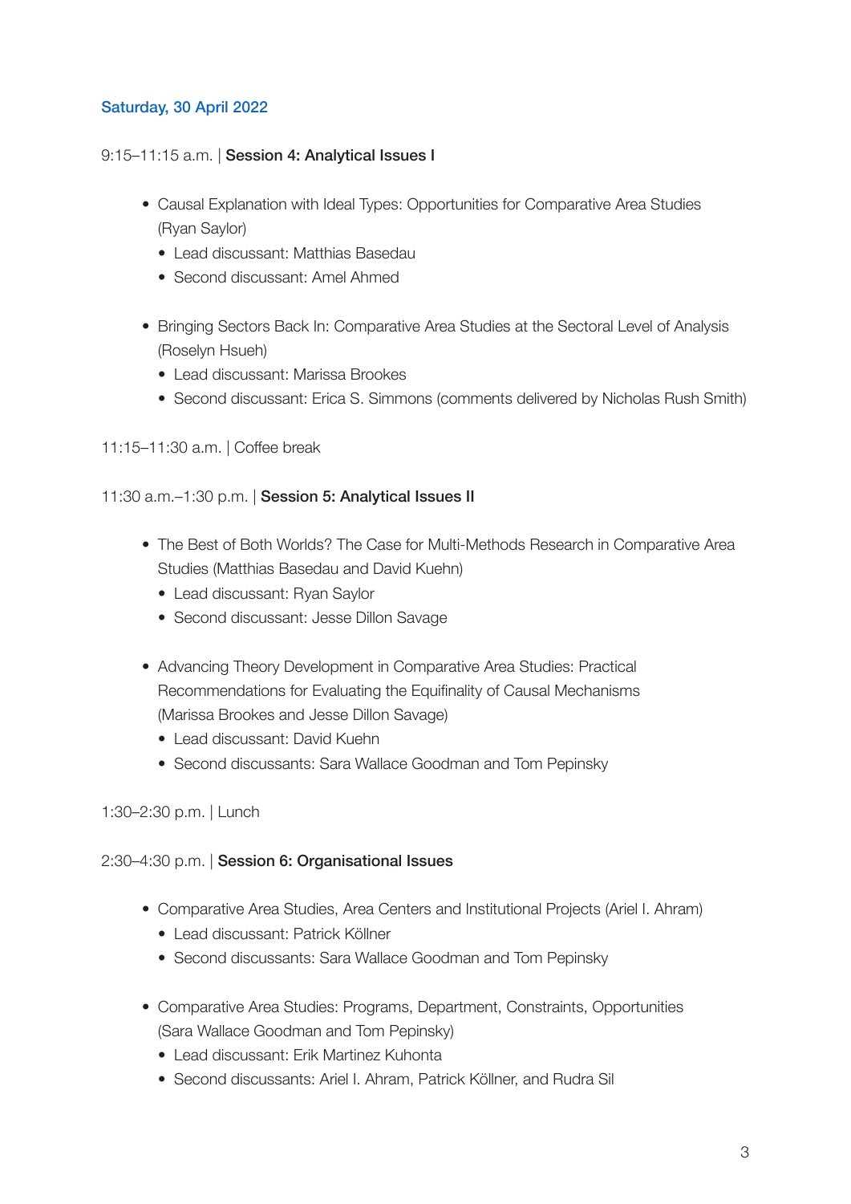## Saturday, 30 April 2022

9:15–11:15 a.m. | **Session 4: Analytical Issues I**

- Causal Explanation with Ideal Types: Opportunities for Comparative Area Studies (Ryan Saylor)
  - Lead discussant: Matthias Basedau
  - Second discussant: Amel Ahmed
- Bringing Sectors Back In: Comparative Area Studies at the Sectoral Level of Analysis (Roselyn Hsueh)
  - Lead discussant: Marissa Brookes
  - Second discussant: Erica S. Simmons (comments delivered by Nicholas Rush Smith)

11:15–11:30 a.m. | Coffee break

11:30 a.m.–1:30 p.m. | **Session 5: Analytical Issues II**

- The Best of Both Worlds? The Case for Multi-Methods Research in Comparative Area Studies (Matthias Basedau and David Kuehn)
  - Lead discussant: Ryan Saylor
  - Second discussant: Jesse Dillon Savage
- Advancing Theory Development in Comparative Area Studies: Practical Recommendations for Evaluating the Equifinality of Causal Mechanisms (Marissa Brookes and Jesse Dillon Savage)
  - Lead discussant: David Kuehn
  - Second discussants: Sara Wallace Goodman and Tom Pepinsky

1:30–2:30 p.m. | Lunch

2:30–4:30 p.m. | **Session 6: Organisational Issues**

- Comparative Area Studies, Area Centers and Institutional Projects (Ariel I. Ahram)
  - Lead discussant: Patrick Köllner
  - Second discussants: Sara Wallace Goodman and Tom Pepinsky
- Comparative Area Studies: Programs, Department, Constraints, Opportunities (Sara Wallace Goodman and Tom Pepinsky)
  - Lead discussant: Erik Martinez Kuhonta
  - Second discussants: Ariel I. Ahram, Patrick Köllner, and Rudra Sil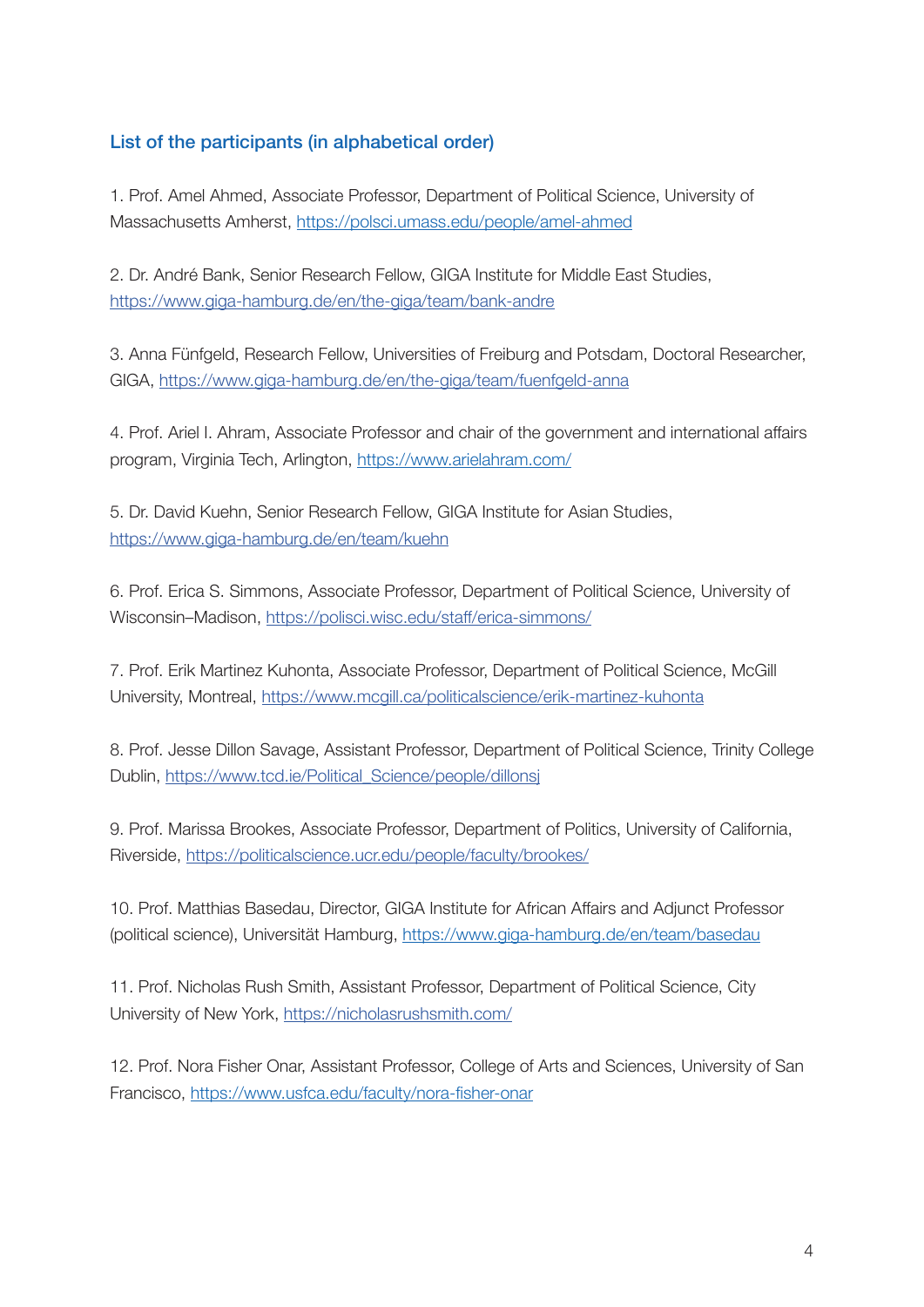## List of the participants (in alphabetical order)

1. Prof. Amel Ahmed, Associate Professor, Department of Political Science, University of Massachusetts Amherst, https://polsci.umass.edu/people/amel-ahmed

2. Dr. André Bank, Senior Research Fellow, GIGA Institute for Middle East Studies, https://www.giga-hamburg.de/en/the-giga/team/bank-andre

3. Anna Fünfgeld, Research Fellow, Universities of Freiburg and Potsdam, Doctoral Researcher, GIGA, https://www.giga-hamburg.de/en/the-giga/team/fuenfgeld-anna

4. Prof. Ariel I. Ahram, Associate Professor and chair of the government and international affairs program, Virginia Tech, Arlington, https://www.arielahram.com/

5. Dr. David Kuehn, Senior Research Fellow, GIGA Institute for Asian Studies, https://www.giga-hamburg.de/en/team/kuehn

6. Prof. Erica S. Simmons, Associate Professor, Department of Political Science, University of Wisconsin–Madison, https://polisci.wisc.edu/staff/erica-simmons/

7. Prof. Erik Martinez Kuhonta, Associate Professor, Department of Political Science, McGill University, Montreal, https://www.mcgill.ca/politicalscience/erik-martinez-kuhonta

8. Prof. Jesse Dillon Savage, Assistant Professor, Department of Political Science, Trinity College Dublin, https://www.tcd.ie/Political_Science/people/dillonsj

9. Prof. Marissa Brookes, Associate Professor, Department of Politics, University of California, Riverside, https://politicalscience.ucr.edu/people/faculty/brookes/

10. Prof. Matthias Basedau, Director, GIGA Institute for African Affairs and Adjunct Professor (political science), Universität Hamburg, https://www.giga-hamburg.de/en/team/basedau

11. Prof. Nicholas Rush Smith, Assistant Professor, Department of Political Science, City University of New York, https://nicholasrushsmith.com/

12. Prof. Nora Fisher Onar, Assistant Professor, College of Arts and Sciences, University of San Francisco, https://www.usfca.edu/faculty/nora-fisher-onar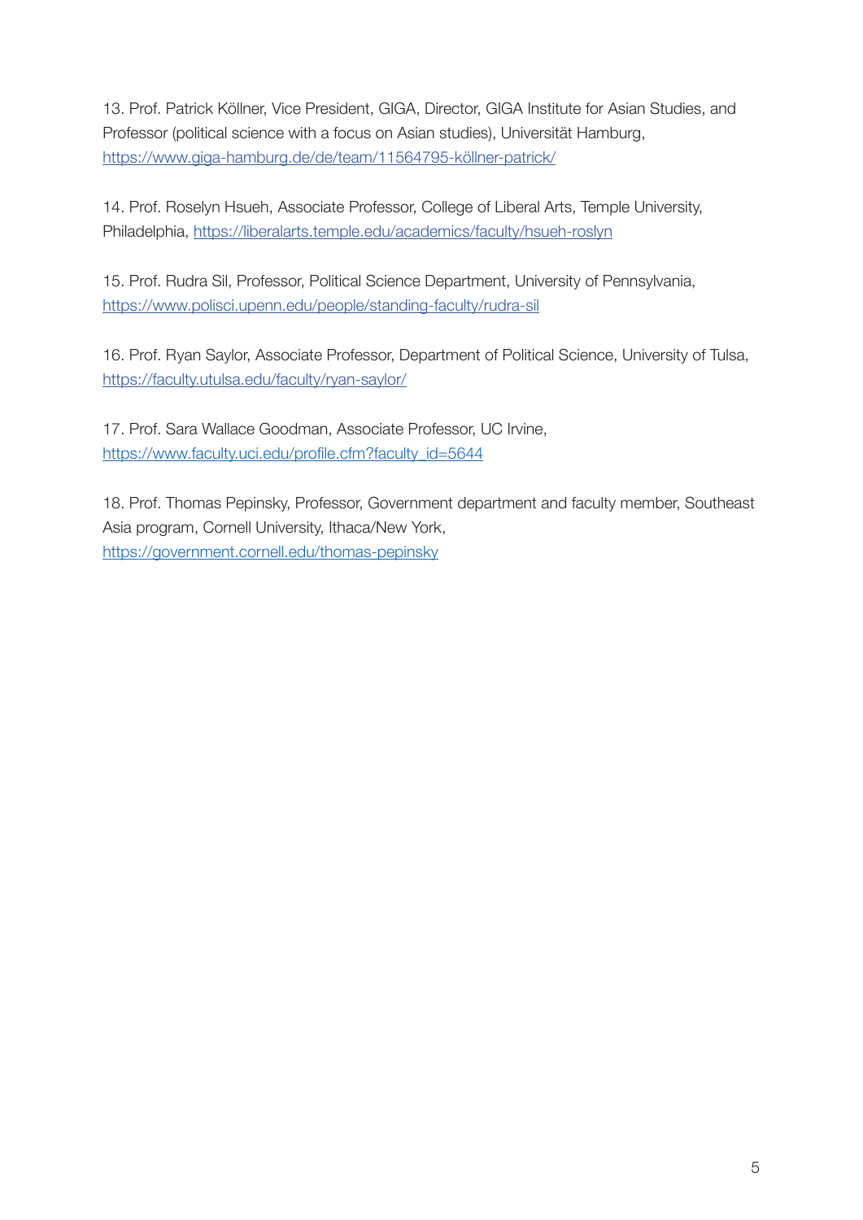13. Prof. Patrick Köllner, Vice President, GIGA, Director, GIGA Institute for Asian Studies, and Professor (political science with a focus on Asian studies), Universität Hamburg, https://www.giga-hamburg.de/de/team/11564795-köllner-patrick/

14. Prof. Roselyn Hsueh, Associate Professor, College of Liberal Arts, Temple University, Philadelphia, https://liberalarts.temple.edu/academics/faculty/hsueh-roslyn

15. Prof. Rudra Sil, Professor, Political Science Department, University of Pennsylvania, https://www.polisci.upenn.edu/people/standing-faculty/rudra-sil

16. Prof. Ryan Saylor, Associate Professor, Department of Political Science, University of Tulsa, https://faculty.utulsa.edu/faculty/ryan-saylor/

17. Prof. Sara Wallace Goodman, Associate Professor, UC Irvine, https://www.faculty.uci.edu/profile.cfm?faculty_id=5644

18. Prof. Thomas Pepinsky, Professor, Government department and faculty member, Southeast Asia program, Cornell University, Ithaca/New York, https://government.cornell.edu/thomas-pepinsky